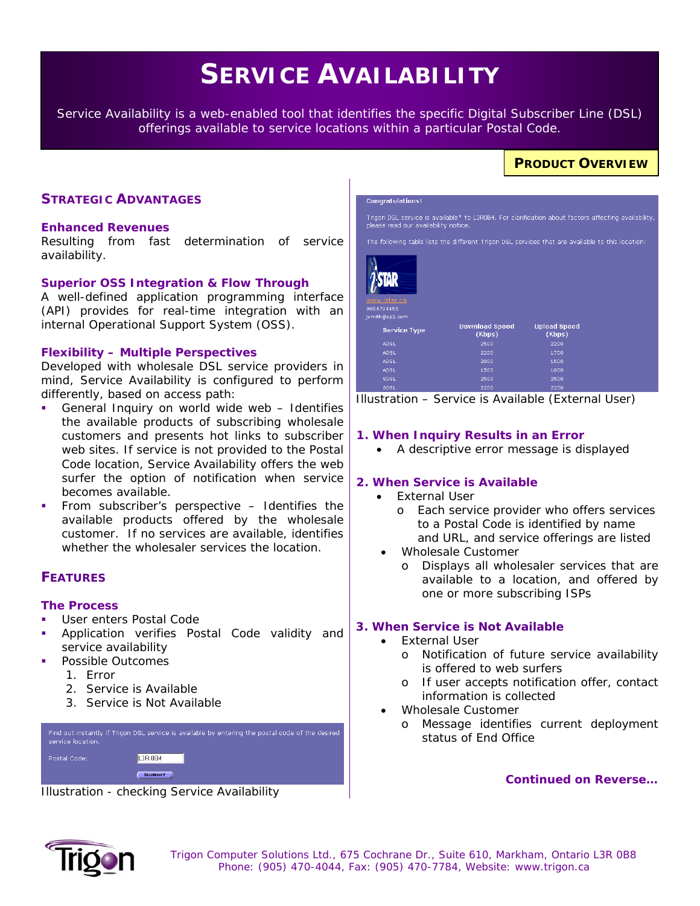# SERVICE AVAILABILITY

Service Availability is a web-enabled tool that identifies the specific Digital Subscriber Line (DSL) offerings available to service locations within a particular Postal Code.

**PRODUCT OVERVIEW**

## STRATEGIC ADVANTAGES

### Enhanced Revenues

Resulting from fast determination of service availability.

### Superior OSS Integration & Flow Through

A well-defined application programming interface (API) provides for real-time integration with an internal Operational Support System (OSS).

### Flexibility – Multiple Perspectives

Developed with wholesale DSL service providers in mind, Service Availability is configured to perform differently, based on access path:

- General Inquiry on world wide web – Identifies the available products of subscribing wholesale customers and presents hot links to subscriber web sites. If service is not provided to the Postal Code location, Service Availability offers the web surfer the option of notification when service becomes available.
- From subscriber's perspective – Identifies the available products offered by the wholesale customer. If no services are available, identifies whether the wholesaler services the location.

## FEATURES

### The Process

- User enters Postal Code
- Application verifies Postal Code validity and service availability
- Possible Outcomes
  1. Error
  2. Service is Available
  3. Service is Not Available

Find out instantly if Trigon DSL service is available by entering the postal code of the desired service location.

Postal Code: L3R 0B4

SUBMIT

Illustration - checking Service Availability

Congratulations!

Trigon DSL service is available* to L3R0B4. For clarification about factors affecting availability, please read our availability notice.

The following table lists the different Trigon DSL services that are available to this location:

iSTAR
www.istar.ca
9054704455
jsmith@sp1.com

| Service Type | Download Speed (Kbps) | Upload Speed (Kbps) |
|---|---|---|
| ADSL | 2500 | 2200 |
| ADSL | 2200 | 1700 |
| ADSL | 2000 | 1500 |
| ADSL | 1500 | 1000 |
| SDSL | 2500 | 2500 |
| SDSL | 2200 | 2200 |

Illustration – Service is Available (External User)

### 1. When Inquiry Results in an Error

- A descriptive error message is displayed

### 2. When Service is Available

- External User
  - Each service provider who offers services to a Postal Code is identified by name and URL, and service offerings are listed
- Wholesale Customer
  - Displays all wholesaler services that are available to a location, and offered by one or more subscribing ISPs

### 3. When Service is Not Available

- External User
  - Notification of future service availability is offered to web surfers
  - If user accepts notification offer, contact information is collected
- Wholesale Customer
  - Message identifies current deployment status of End Office

**Continued on Reverse…**

Trigon Computer Solutions Ltd., 675 Cochrane Dr., Suite 610, Markham, Ontario L3R 0B8
Phone: (905) 470-4044, Fax: (905) 470-7784, Website: www.trigon.ca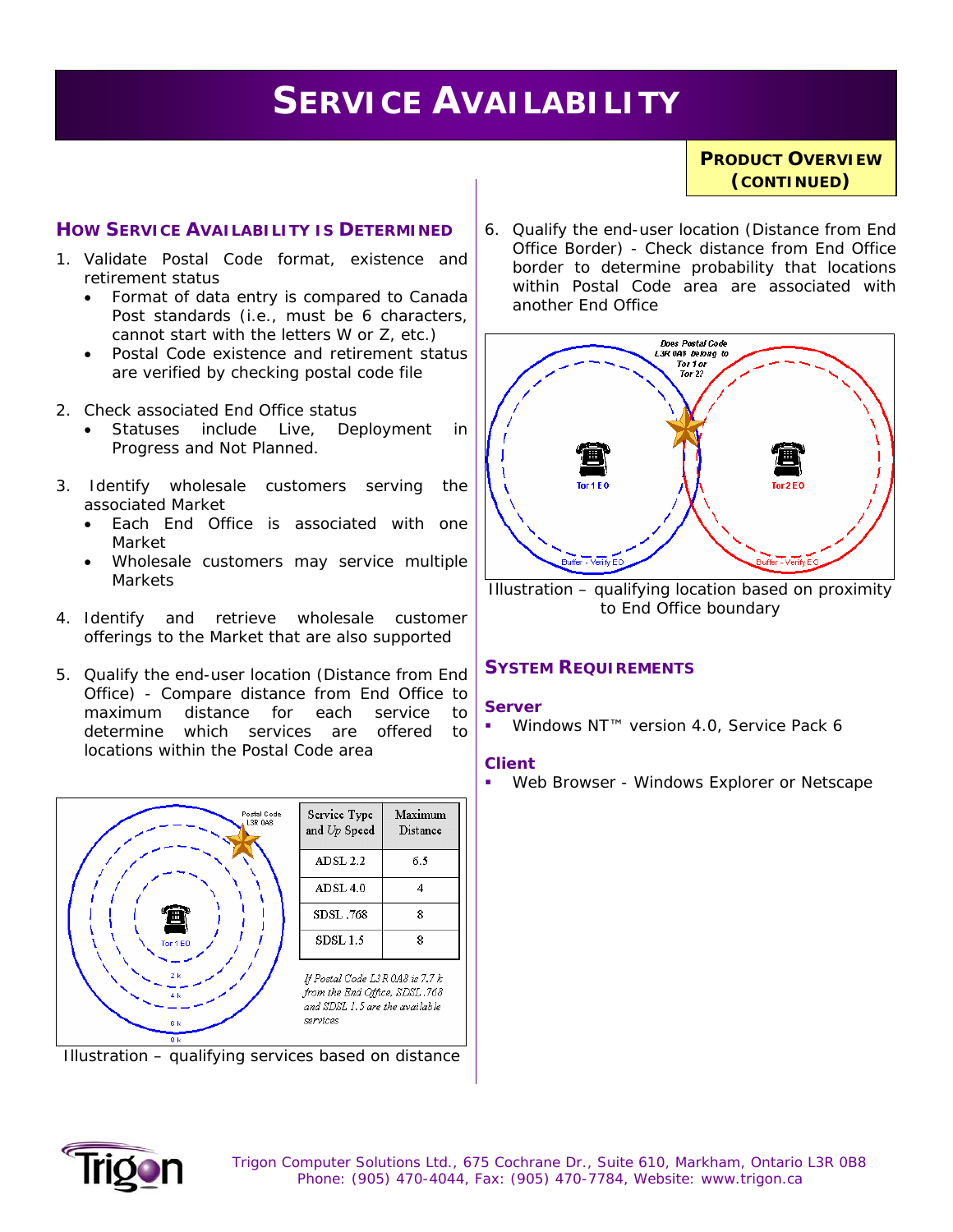# SERVICE AVAILABILITY

**PRODUCT OVERVIEW (CONTINUED)**

## HOW SERVICE AVAILABILITY IS DETERMINED

1. Validate Postal Code format, existence and retirement status
   - Format of data entry is compared to Canada Post standards (i.e., must be 6 characters, cannot start with the letters W or Z, etc.)
   - Postal Code existence and retirement status are verified by checking postal code file

2. Check associated End Office status
   - Statuses include Live, Deployment in Progress and Not Planned.

3. Identify wholesale customers serving the associated Market
   - Each End Office is associated with one Market
   - Wholesale customers may service multiple Markets

4. Identify and retrieve wholesale customer offerings to the Market that are also supported

5. Qualify the end-user location (Distance from End Office) - Compare distance from End Office to maximum distance for each service to determine which services are offered to locations within the Postal Code area

Postal Code L3R 0A8

Tor 1 EO

2 k
4 k
6 k
8 k

| Service Type and Up Speed | Maximum Distance |
|---|---|
| ADSL 2.2 | 6.5 |
| ADSL 4.0 | 4 |
| SDSL .768 | 8 |
| SDSL 1.5 | 8 |

*If Postal Code L3R 0A8 is 7.7 k from the End Office, SDSL .768 and SDSL 1.5 are the available services*

Illustration – qualifying services based on distance

6. Qualify the end-user location (Distance from End Office Border) - Check distance from End Office border to determine probability that locations within Postal Code area are associated with another End Office

Does Postal Code L3R 0A8 belong to Tor 1 or Tor 2?

Tor 1 EO

Tor 2 EO

Buffer - Verify EO

Buffer - Verify EO

Illustration – qualifying location based on proximity to End Office boundary

## SYSTEM REQUIREMENTS

### Server

- Windows NT™ version 4.0, Service Pack 6

### Client

- Web Browser - Windows Explorer or Netscape

Trigon Computer Solutions Ltd., 675 Cochrane Dr., Suite 610, Markham, Ontario L3R 0B8
Phone: (905) 470-4044, Fax: (905) 470-7784, Website: www.trigon.ca